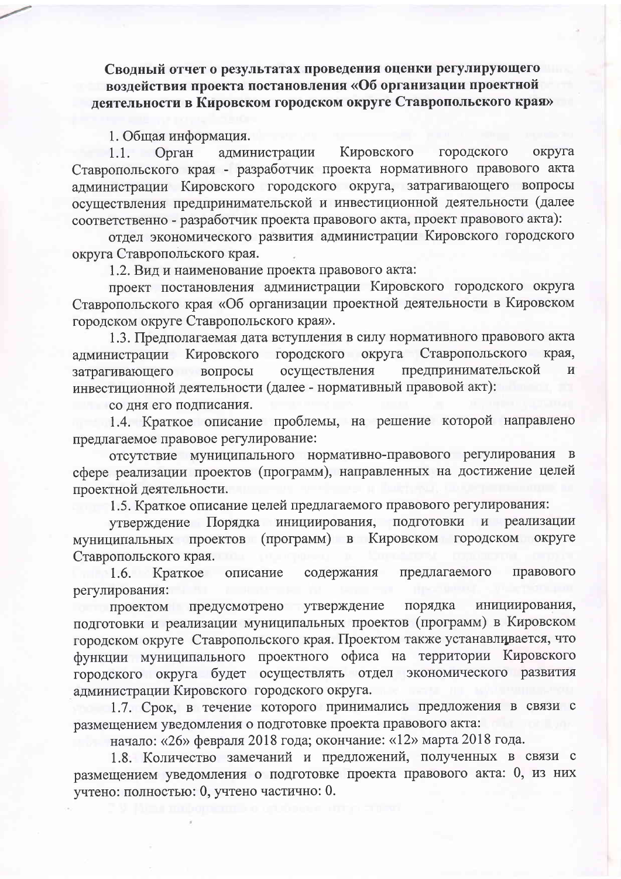# Сводный отчет о результатах проведения оценки регулирующего воздействия проекта постановления «Об организации проектной деятельности в Кировском городском округе Ставропольского края»

1. Общая информация.

1.1. Орган администрации Кировского городского округа Ставропольского края - разработчик проекта нормативного правового акта администрации Кировского городского округа, затрагивающего вопросы осуществления предпринимательской и инвестиционной деятельности (далее соответственно - разработчик проекта правового акта, проект правового акта):

отдел экономического развития администрации Кировского городского округа Ставропольского края.

1.2. Вид и наименование проекта правового акта:

проект постановления администрации Кировского городского округа Ставропольского края «Об организации проектной деятельности в Кировском городском округе Ставропольского края».

1.3. Предполагаемая дата вступления в силу нормативного правового акта администрации Кировского городского округа Ставропольского края, затрагивающего вопросы осуществления предпринимательской и инвестиционной деятельности (далее - нормативный правовой акт):

со дня его подписания.

1.4. Краткое описание проблемы, на решение которой направлено предлагаемое правовое регулирование:

отсутствие муниципального нормативно-правового регулирования в сфере реализации проектов (программ), направленных на достижение целей проектной деятельности.

1.5. Краткое описание целей предлагаемого правового регулирования:

утверждение Порядка инициирования, подготовки и реализации муниципальных проектов (программ) в Кировском городском округе Ставропольского края.

1.6. Краткое описание содержания предлагаемого правового регулирования:

проектом предусмотрено утверждение порядка инициирования, подготовки и реализации муниципальных проектов (программ) в Кировском городском округе Ставропольского края. Проектом также устанавливается, что функции муниципального проектного офиса на территории Кировского городского округа будет осуществлять отдел экономического развития администрации Кировского городского округа.

1.7. Срок, в течение которого принимались предложения в связи с размещением уведомления о подготовке проекта правового акта:

начало: «26» февраля 2018 года; окончание: «12» марта 2018 года.

1.8. Количество замечаний и предложений, полученных в связи с размещением уведомления о подготовке проекта правового акта: 0, из них учтено: полностью: 0, учтено частично: 0.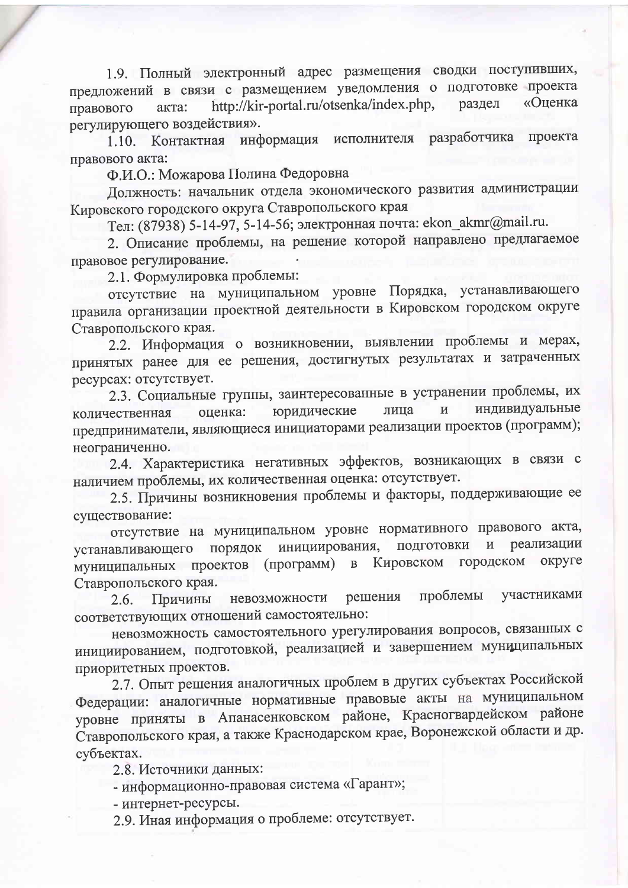1.9. Полный электронный адрес размещения сводки поступивших, предложений в связи с размещением уведомления о подготовке проекта правового акта: http://kir-portal.ru/otsenka/index.php, раздел «Оценка регулирующего воздействия».

1.10. Контактная информация исполнителя разработчика проекта правового акта:

Ф.И.О.: Можарова Полина Федоровна

Должность: начальник отдела экономического развития администрации Кировского городского округа Ставропольского края

Тел: (87938) 5-14-97, 5-14-56; электронная почта: ekon_akmr@mail.ru.

2. Описание проблемы, на решение которой направлено предлагаемое правовое регулирование.

2.1. Формулировка проблемы:

отсутствие на муниципальном уровне Порядка, устанавливающего правила организации проектной деятельности в Кировском городском округе Ставропольского края.

2.2. Информация о возникновении, выявлении проблемы и мерах, принятых ранее для ее решения, достигнутых результатах и затраченных ресурсах: отсутствует.

2.3. Социальные группы, заинтересованные в устранении проблемы, их количественная оценка: юридические лица и индивидуальные предприниматели, являющиеся инициаторами реализации проектов (программ); неограниченно.

2.4. Характеристика негативных эффектов, возникающих в связи с наличием проблемы, их количественная оценка: отсутствует.

2.5. Причины возникновения проблемы и факторы, поддерживающие ее существование:

отсутствие на муниципальном уровне нормативного правового акта, устанавливающего порядок инициирования, подготовки и реализации муниципальных проектов (программ) в Кировском городском округе Ставропольского края.

2.6. Причины невозможности решения проблемы участниками соответствующих отношений самостоятельно:

невозможность самостоятельного урегулирования вопросов, связанных с инициированием, подготовкой, реализацией и завершением муниципальных приоритетных проектов.

2.7. Опыт решения аналогичных проблем в других субъектах Российской Федерации: аналогичные нормативные правовые акты на муниципальном уровне приняты в Апанасенковском районе, Красногвардейском районе Ставропольского края, а также Краснодарском крае, Воронежской области и др. субъектах.

2.8. Источники данных:

- информационно-правовая система «Гарант»;
- интернет-ресурсы.

2.9. Иная информация о проблеме: отсутствует.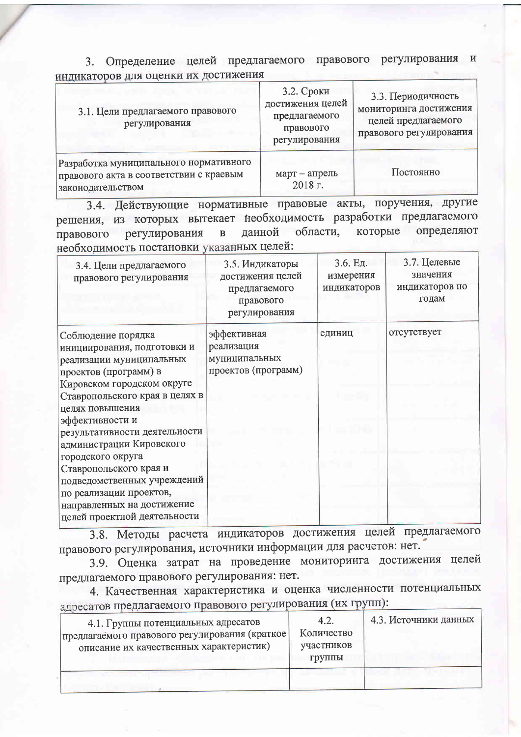3. Определение целей предлагаемого правового регулирования и индикаторов для оценки их достижения

| 3.1. Цели предлагаемого правового регулирования | 3.2. Сроки достижения целей предлагаемого правового регулирования | 3.3. Периодичность мониторинга достижения целей предлагаемого правового регулирования |
|---|---|---|
| Разработка муниципального нормативного правового акта в соответствии с краевым законодательством | март – апрель 2018 г. | Постоянно |

3.4. Действующие нормативные правовые акты, поручения, другие решения, из которых вытекает необходимость разработки предлагаемого правового регулирования в данной области, которые определяют необходимость постановки указанных целей:

| 3.4. Цели предлагаемого правового регулирования | 3.5. Индикаторы достижения целей предлагаемого правового регулирования | 3.6. Ед. измерения индикаторов | 3.7. Целевые значения индикаторов по годам |
|---|---|---|---|
| Соблюдение порядка инициирования, подготовки и реализации муниципальных проектов (программ) в Кировском городском округе Ставропольского края в целях в целях повышения эффективности и результативности деятельности администрации Кировского городского округа Ставропольского края и подведомственных учреждений по реализации проектов, направленных на достижение целей проектной деятельности | эффективная реализация муниципальных проектов (программ) | единиц | отсутствует |

3.8. Методы расчета индикаторов достижения целей предлагаемого правового регулирования, источники информации для расчетов: нет.

3.9. Оценка затрат на проведение мониторинга достижения целей предлагаемого правового регулирования: нет.

4. Качественная характеристика и оценка численности потенциальных адресатов предлагаемого правового регулирования (их групп):

| 4.1. Группы потенциальных адресатов предлагаемого правового регулирования (краткое описание их качественных характеристик) | 4.2. Количество участников группы | 4.3. Источники данных |
|---|---|---|
| | | |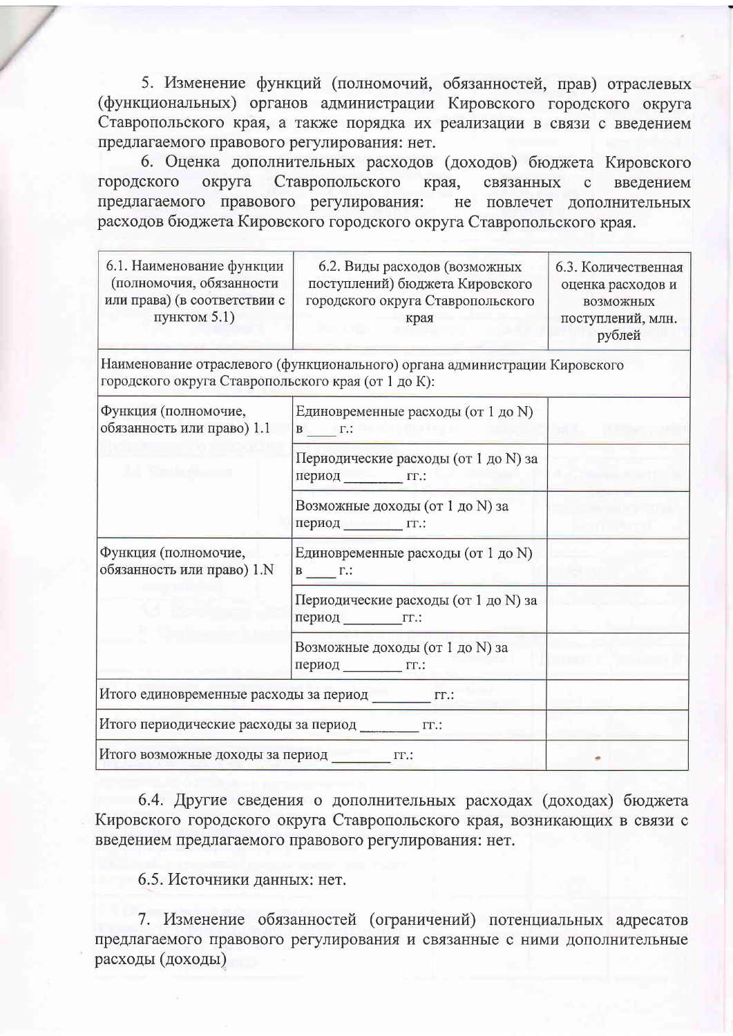5. Изменение функций (полномочий, обязанностей, прав) отраслевых (функциональных) органов администрации Кировского городского округа Ставропольского края, а также порядка их реализации в связи с введением предлагаемого правового регулирования: нет.

6. Оценка дополнительных расходов (доходов) бюджета Кировского городского округа Ставропольского края, связанных с введением предлагаемого правового регулирования: не повлечет дополнительных расходов бюджета Кировского городского округа Ставропольского края.

| 6.1. Наименование функции (полномочия, обязанности или права) (в соответствии с пунктом 5.1) | 6.2. Виды расходов (возможных поступлений) бюджета Кировского городского округа Ставропольского края | 6.3. Количественная оценка расходов и возможных поступлений, млн. рублей |
|---|---|---|
| Наименование отраслевого (функционального) органа администрации Кировского городского округа Ставропольского края (от 1 до К): | | |
| Функция (полномочие, обязанность или право) 1.1 | Единовременные расходы (от 1 до N) в ____ г.: | |
| | Периодические расходы (от 1 до N) за период ________ гг.: | |
| | Возможные доходы (от 1 до N) за период ________ гг.: | |
| Функция (полномочие, обязанность или право) 1.N | Единовременные расходы (от 1 до N) в ____ г.: | |
| | Периодические расходы (от 1 до N) за период ________ гг.: | |
| | Возможные доходы (от 1 до N) за период ________ гг.: | |
| Итого единовременные расходы за период ________ гг.: | | |
| Итого периодические расходы за период ________ гг.: | | |
| Итого возможные доходы за период ________ гг.: | | |

6.4. Другие сведения о дополнительных расходах (доходах) бюджета Кировского городского округа Ставропольского края, возникающих в связи с введением предлагаемого правового регулирования: нет.

6.5. Источники данных: нет.

7. Изменение обязанностей (ограничений) потенциальных адресатов предлагаемого правового регулирования и связанные с ними дополнительные расходы (доходы)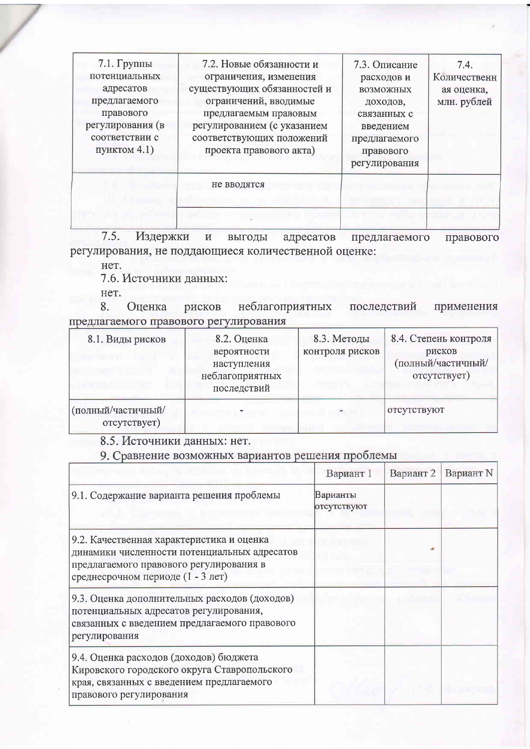| 7.1. Группы потенциальных адресатов предлагаемого правового регулирования (в соответствии с пунктом 4.1) | 7.2. Новые обязанности и ограничения, изменения существующих обязанностей и ограничений, вводимые предлагаемым правовым регулированием (с указанием соответствующих положений проекта правового акта) | 7.3. Описание расходов и возможных доходов, связанных с введением предлагаемого правового регулирования | 7.4. Количественная оценка, млн. рублей |
|---|---|---|---|
| | не вводятся | | |
| | | | |

7.5. Издержки и выгоды адресатов предлагаемого правового регулирования, не поддающиеся количественной оценке:

нет.

7.6. Источники данных:

нет.

8. Оценка рисков неблагоприятных последствий применения предлагаемого правового регулирования

| 8.1. Виды рисков | 8.2. Оценка вероятности наступления неблагоприятных последствий | 8.3. Методы контроля рисков | 8.4. Степень контроля рисков (полный/частичный/ отсутствует) |
|---|---|---|---|
| (полный/частичный/ отсутствует) | - | - | отсутствуют |

8.5. Источники данных: нет.

9. Сравнение возможных вариантов решения проблемы

| | Вариант 1 | Вариант 2 | Вариант N |
|---|---|---|---|
| 9.1. Содержание варианта решения проблемы | Варианты отсутствуют | | |
| 9.2. Качественная характеристика и оценка динамики численности потенциальных адресатов предлагаемого правового регулирования в среднесрочном периоде (1 - 3 лет) | | | |
| 9.3. Оценка дополнительных расходов (доходов) потенциальных адресатов регулирования, связанных с введением предлагаемого правового регулирования | | | |
| 9.4. Оценка расходов (доходов) бюджета Кировского городского округа Ставропольского края, связанных с введением предлагаемого правового регулирования | | | |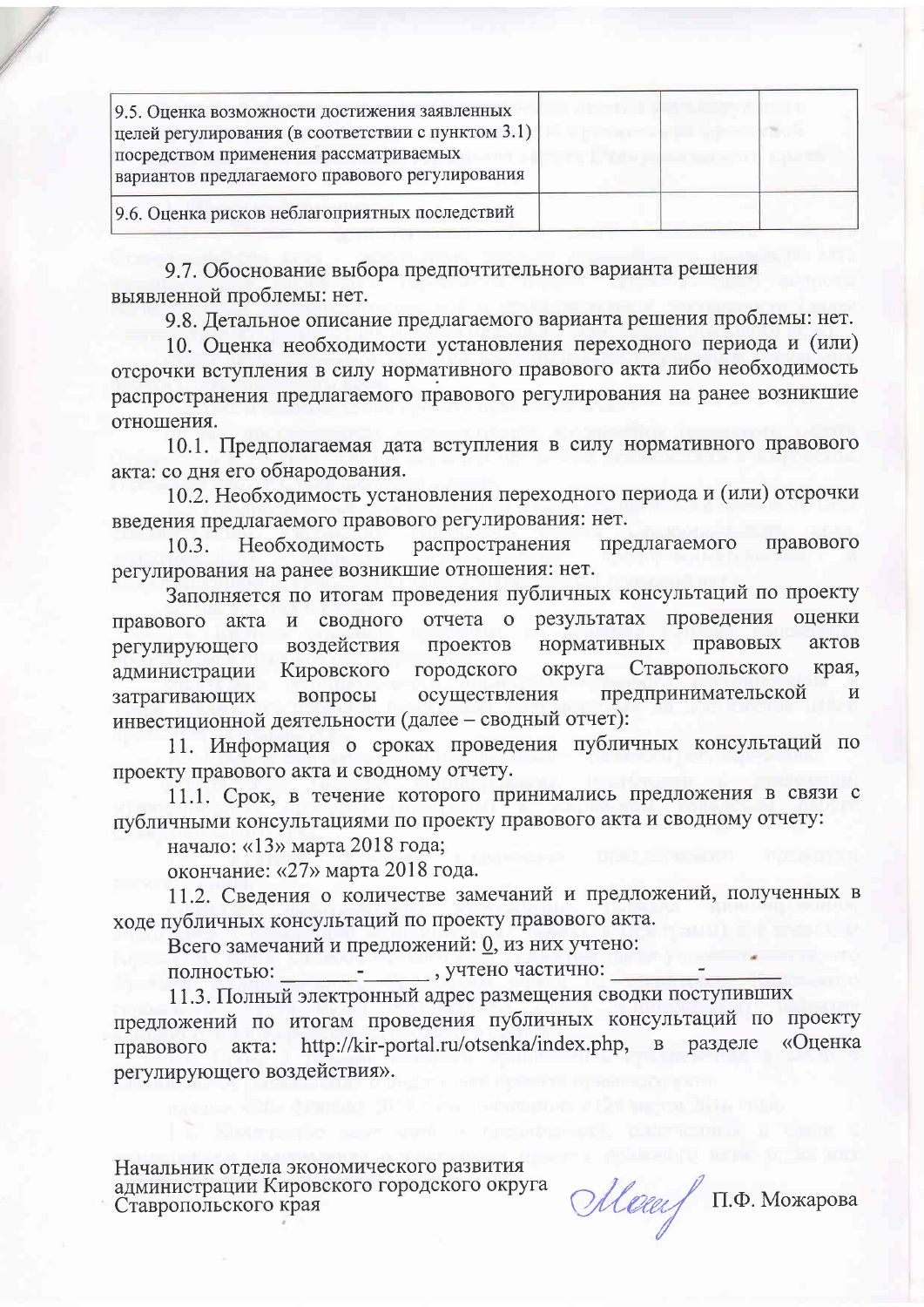| | | | |
|---|---|---|---|
| 9.5. Оценка возможности достижения заявленных целей регулирования (в соответствии с пунктом 3.1) посредством применения рассматриваемых вариантов предлагаемого правового регулирования | | | |
| 9.6. Оценка рисков неблагоприятных последствий | | | |

9.7. Обоснование выбора предпочтительного варианта решения выявленной проблемы: нет.

9.8. Детальное описание предлагаемого варианта решения проблемы: нет.

10. Оценка необходимости установления переходного периода и (или) отсрочки вступления в силу нормативного правового акта либо необходимость распространения предлагаемого правового регулирования на ранее возникшие отношения.

10.1. Предполагаемая дата вступления в силу нормативного правового акта: со дня его обнародования.

10.2. Необходимость установления переходного периода и (или) отсрочки введения предлагаемого правового регулирования: нет.

10.3. Необходимость распространения предлагаемого правового регулирования на ранее возникшие отношения: нет.

Заполняется по итогам проведения публичных консультаций по проекту правового акта и сводного отчета о результатах проведения оценки регулирующего воздействия проектов нормативных правовых актов администрации Кировского городского округа Ставропольского края, затрагивающих вопросы осуществления предпринимательской и инвестиционной деятельности (далее – сводный отчет):

11. Информация о сроках проведения публичных консультаций по проекту правового акта и сводному отчету.

11.1. Срок, в течение которого принимались предложения в связи с публичными консультациями по проекту правового акта и сводному отчету:

начало: «13» марта 2018 года;

окончание: «27» марта 2018 года.

11.2. Сведения о количестве замечаний и предложений, полученных в ходе публичных консультаций по проекту правового акта.

Всего замечаний и предложений: 0, из них учтено:

полностью: _______-______ , учтено частично: _________-_________

11.3. Полный электронный адрес размещения сводки поступивших предложений по итогам проведения публичных консультаций по проекту правового акта: http://kir-portal.ru/otsenka/index.php, в разделе «Оценка регулирующего воздействия».

Начальник отдела экономического развития
администрации Кировского городского округа
Ставропольского края П.Ф. Можарова